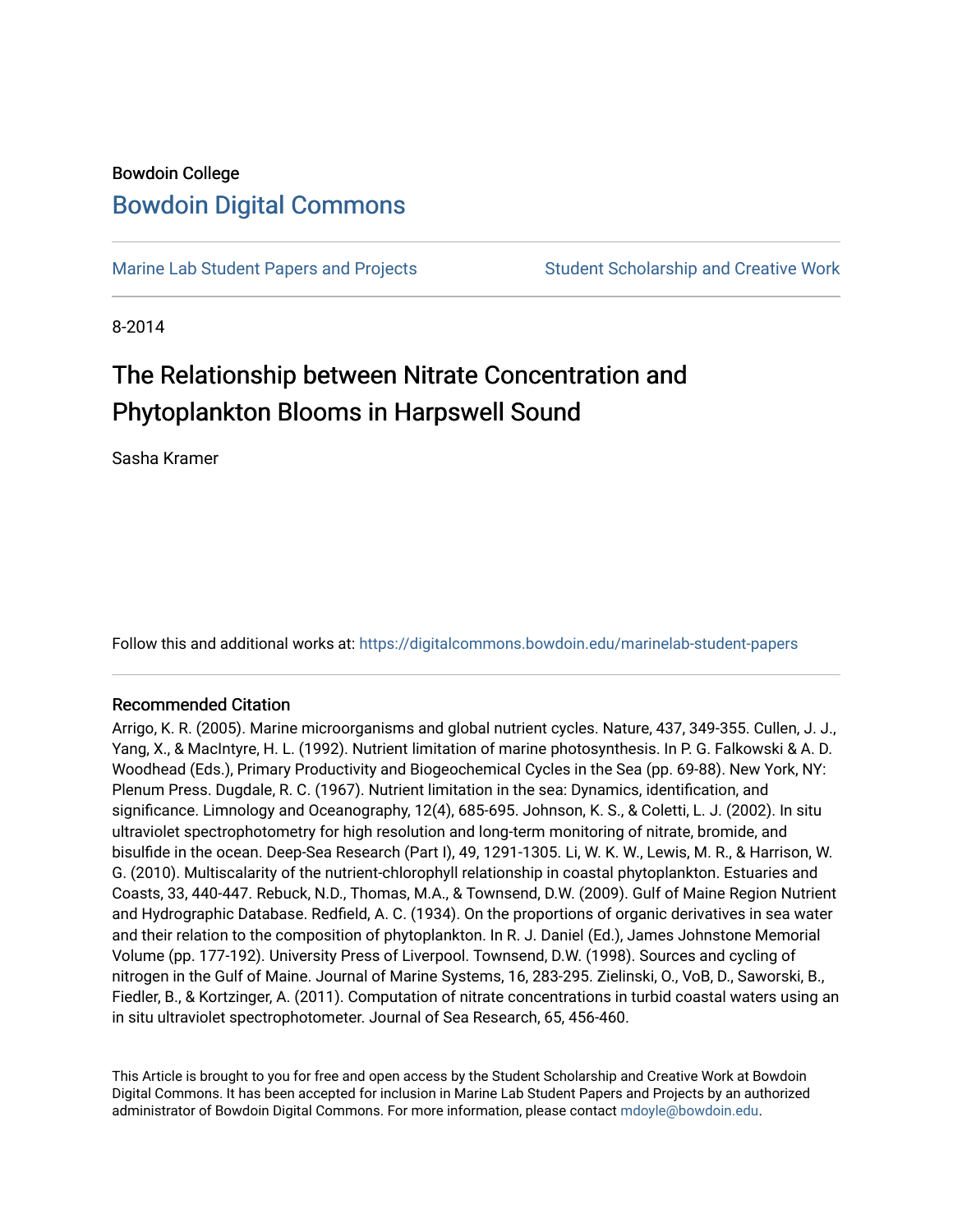Bowdoin College

# Bowdoin Digital Commons

Marine Lab Student Papers and Projects

Student Scholarship and Creative Work

8-2014

# The Relationship between Nitrate Concentration and Phytoplankton Blooms in Harpswell Sound

Sasha Kramer

Follow this and additional works at: https://digitalcommons.bowdoin.edu/marinelab-student-papers

## Recommended Citation

Arrigo, K. R. (2005). Marine microorganisms and global nutrient cycles. Nature, 437, 349-355. Cullen, J. J., Yang, X., & MacIntyre, H. L. (1992). Nutrient limitation of marine photosynthesis. In P. G. Falkowski & A. D. Woodhead (Eds.), Primary Productivity and Biogeochemical Cycles in the Sea (pp. 69-88). New York, NY: Plenum Press. Dugdale, R. C. (1967). Nutrient limitation in the sea: Dynamics, identification, and significance. Limnology and Oceanography, 12(4), 685-695. Johnson, K. S., & Coletti, L. J. (2002). In situ ultraviolet spectrophotometry for high resolution and long-term monitoring of nitrate, bromide, and bisulfide in the ocean. Deep-Sea Research (Part I), 49, 1291-1305. Li, W. K. W., Lewis, M. R., & Harrison, W. G. (2010). Multiscalarity of the nutrient-chlorophyll relationship in coastal phytoplankton. Estuaries and Coasts, 33, 440-447. Rebuck, N.D., Thomas, M.A., & Townsend, D.W. (2009). Gulf of Maine Region Nutrient and Hydrographic Database. Redfield, A. C. (1934). On the proportions of organic derivatives in sea water and their relation to the composition of phytoplankton. In R. J. Daniel (Ed.), James Johnstone Memorial Volume (pp. 177-192). University Press of Liverpool. Townsend, D.W. (1998). Sources and cycling of nitrogen in the Gulf of Maine. Journal of Marine Systems, 16, 283-295. Zielinski, O., VoB, D., Saworski, B., Fiedler, B., & Kortzinger, A. (2011). Computation of nitrate concentrations in turbid coastal waters using an in situ ultraviolet spectrophotometer. Journal of Sea Research, 65, 456-460.

This Article is brought to you for free and open access by the Student Scholarship and Creative Work at Bowdoin Digital Commons. It has been accepted for inclusion in Marine Lab Student Papers and Projects by an authorized administrator of Bowdoin Digital Commons. For more information, please contact mdoyle@bowdoin.edu.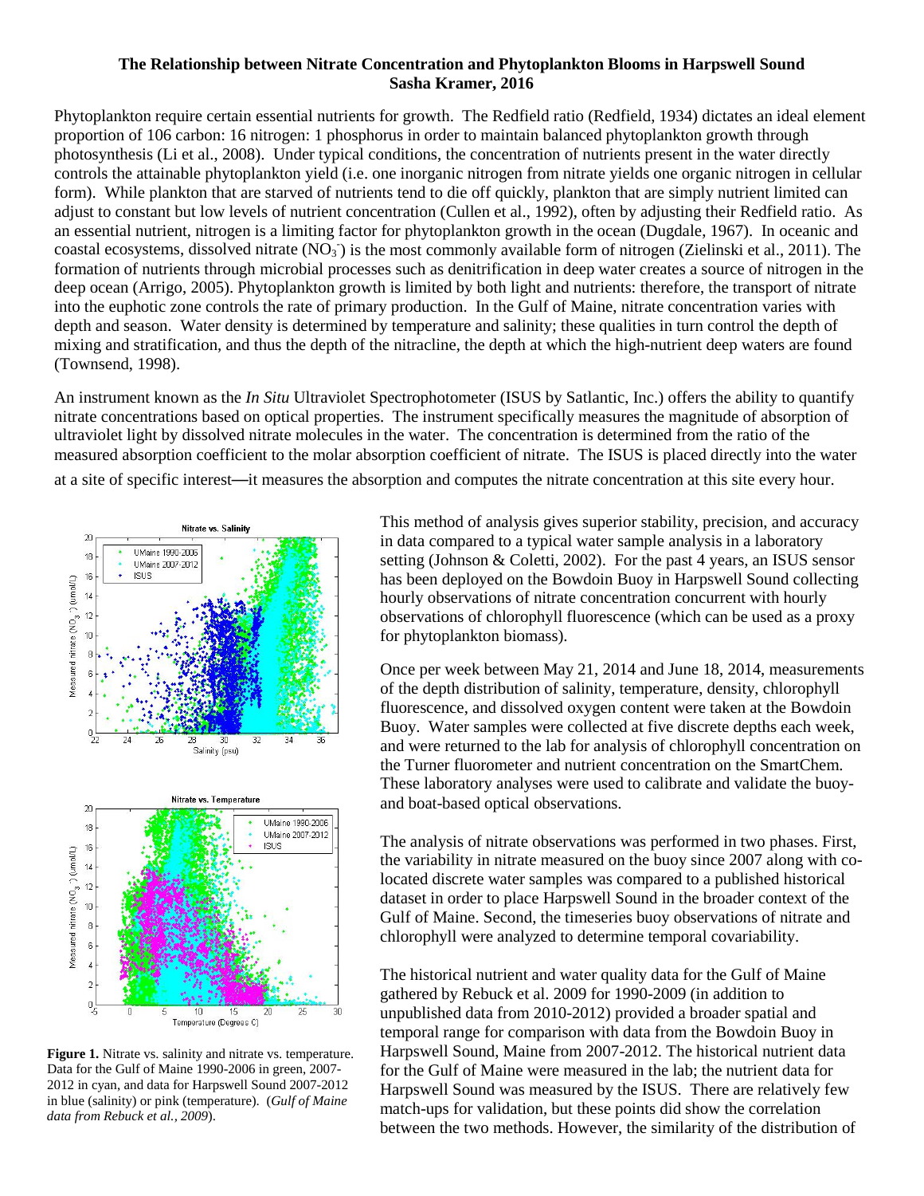**The Relationship between Nitrate Concentration and Phytoplankton Blooms in Harpswell Sound**
**Sasha Kramer, 2016**

Phytoplankton require certain essential nutrients for growth. The Redfield ratio (Redfield, 1934) dictates an ideal element proportion of 106 carbon: 16 nitrogen: 1 phosphorus in order to maintain balanced phytoplankton growth through photosynthesis (Li et al., 2008). Under typical conditions, the concentration of nutrients present in the water directly controls the attainable phytoplankton yield (i.e. one inorganic nitrogen from nitrate yields one organic nitrogen in cellular form). While plankton that are starved of nutrients tend to die off quickly, plankton that are simply nutrient limited can adjust to constant but low levels of nutrient concentration (Cullen et al., 1992), often by adjusting their Redfield ratio. As an essential nutrient, nitrogen is a limiting factor for phytoplankton growth in the ocean (Dugdale, 1967). In oceanic and coastal ecosystems, dissolved nitrate ($NO_3^-$) is the most commonly available form of nitrogen (Zielinski et al., 2011). The formation of nutrients through microbial processes such as denitrification in deep water creates a source of nitrogen in the deep ocean (Arrigo, 2005). Phytoplankton growth is limited by both light and nutrients: therefore, the transport of nitrate into the euphotic zone controls the rate of primary production. In the Gulf of Maine, nitrate concentration varies with depth and season. Water density is determined by temperature and salinity; these qualities in turn control the depth of mixing and stratification, and thus the depth of the nitracline, the depth at which the high-nutrient deep waters are found (Townsend, 1998).

An instrument known as the *In Situ* Ultraviolet Spectrophotometer (ISUS by Satlantic, Inc.) offers the ability to quantify nitrate concentrations based on optical properties. The instrument specifically measures the magnitude of absorption of ultraviolet light by dissolved nitrate molecules in the water. The concentration is determined from the ratio of the measured absorption coefficient to the molar absorption coefficient of nitrate. The ISUS is placed directly into the water at a site of specific interest—it measures the absorption and computes the nitrate concentration at this site every hour.

This method of analysis gives superior stability, precision, and accuracy in data compared to a typical water sample analysis in a laboratory setting (Johnson & Coletti, 2002). For the past 4 years, an ISUS sensor has been deployed on the Bowdoin Buoy in Harpswell Sound collecting hourly observations of nitrate concentration concurrent with hourly observations of chlorophyll fluorescence (which can be used as a proxy for phytoplankton biomass).

Once per week between May 21, 2014 and June 18, 2014, measurements of the depth distribution of salinity, temperature, density, chlorophyll fluorescence, and dissolved oxygen content were taken at the Bowdoin Buoy. Water samples were collected at five discrete depths each week, and were returned to the lab for analysis of chlorophyll concentration on the Turner fluorometer and nutrient concentration on the SmartChem. These laboratory analyses were used to calibrate and validate the buoy- and boat-based optical observations.

The analysis of nitrate observations was performed in two phases. First, the variability in nitrate measured on the buoy since 2007 along with co-located discrete water samples was compared to a published historical dataset in order to place Harpswell Sound in the broader context of the Gulf of Maine. Second, the timeseries buoy observations of nitrate and chlorophyll were analyzed to determine temporal covariability.

The historical nutrient and water quality data for the Gulf of Maine gathered by Rebuck et al. 2009 for 1990-2009 (in addition to unpublished data from 2010-2012) provided a broader spatial and temporal range for comparison with data from the Bowdoin Buoy in Harpswell Sound, Maine from 2007-2012. The historical nutrient data for the Gulf of Maine were measured in the lab; the nutrient data for Harpswell Sound was measured by the ISUS. There are relatively few match-ups for validation, but these points did show the correlation between the two methods. However, the similarity of the distribution of

**Figure 1.** Nitrate vs. salinity and nitrate vs. temperature. Data for the Gulf of Maine 1990-2006 in green, 2007-2012 in cyan, and data for Harpswell Sound 2007-2012 in blue (salinity) or pink (temperature). (*Gulf of Maine data from Rebuck et al., 2009*).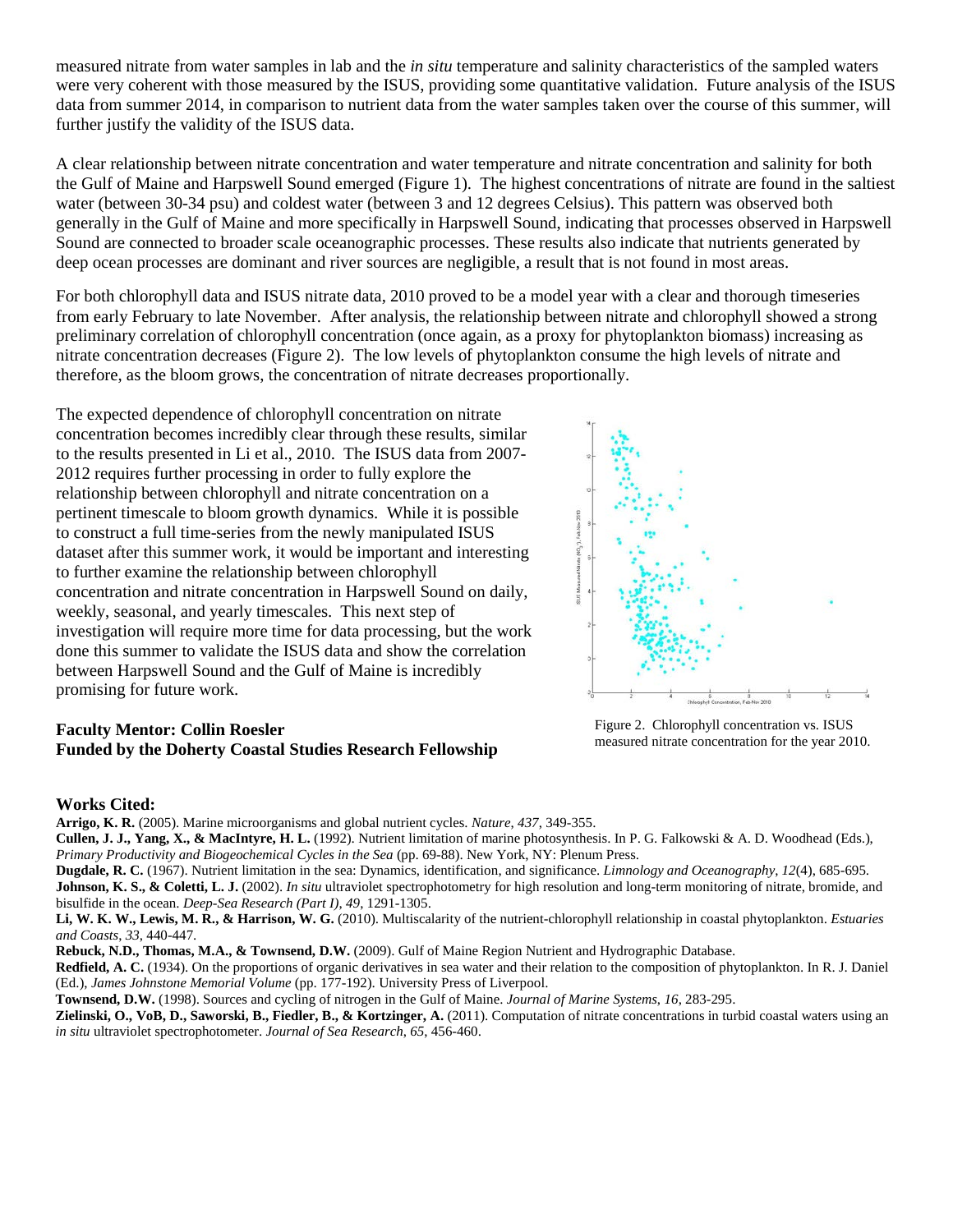measured nitrate from water samples in lab and the *in situ* temperature and salinity characteristics of the sampled waters were very coherent with those measured by the ISUS, providing some quantitative validation. Future analysis of the ISUS data from summer 2014, in comparison to nutrient data from the water samples taken over the course of this summer, will further justify the validity of the ISUS data.

A clear relationship between nitrate concentration and water temperature and nitrate concentration and salinity for both the Gulf of Maine and Harpswell Sound emerged (Figure 1). The highest concentrations of nitrate are found in the saltiest water (between 30-34 psu) and coldest water (between 3 and 12 degrees Celsius). This pattern was observed both generally in the Gulf of Maine and more specifically in Harpswell Sound, indicating that processes observed in Harpswell Sound are connected to broader scale oceanographic processes. These results also indicate that nutrients generated by deep ocean processes are dominant and river sources are negligible, a result that is not found in most areas.

For both chlorophyll data and ISUS nitrate data, 2010 proved to be a model year with a clear and thorough timeseries from early February to late November. After analysis, the relationship between nitrate and chlorophyll showed a strong preliminary correlation of chlorophyll concentration (once again, as a proxy for phytoplankton biomass) increasing as nitrate concentration decreases (Figure 2). The low levels of phytoplankton consume the high levels of nitrate and therefore, as the bloom grows, the concentration of nitrate decreases proportionally.

The expected dependence of chlorophyll concentration on nitrate concentration becomes incredibly clear through these results, similar to the results presented in Li et al., 2010. The ISUS data from 2007-2012 requires further processing in order to fully explore the relationship between chlorophyll and nitrate concentration on a pertinent timescale to bloom growth dynamics. While it is possible to construct a full time-series from the newly manipulated ISUS dataset after this summer work, it would be important and interesting to further examine the relationship between chlorophyll concentration and nitrate concentration in Harpswell Sound on daily, weekly, seasonal, and yearly timescales. This next step of investigation will require more time for data processing, but the work done this summer to validate the ISUS data and show the correlation between Harpswell Sound and the Gulf of Maine is incredibly promising for future work.

ISUS Measured Nitrate (NO$_3^-$), Feb-Nov 2010

Chlorophyll Concentration, Feb-Nov 2010

0 2 4 6 8 10 12 14

Figure 2. Chlorophyll concentration vs. ISUS measured nitrate concentration for the year 2010.

**Faculty Mentor: Collin Roesler**
**Funded by the Doherty Coastal Studies Research Fellowship**

## Works Cited:

**Arrigo, K. R.** (2005). Marine microorganisms and global nutrient cycles. *Nature, 437*, 349-355.

**Cullen, J. J., Yang, X., & MacIntyre, H. L.** (1992). Nutrient limitation of marine photosynthesis. In P. G. Falkowski & A. D. Woodhead (Eds.), *Primary Productivity and Biogeochemical Cycles in the Sea* (pp. 69-88). New York, NY: Plenum Press.

**Dugdale, R. C.** (1967). Nutrient limitation in the sea: Dynamics, identification, and significance. *Limnology and Oceanography, 12*(4), 685-695.

**Johnson, K. S., & Coletti, L. J.** (2002). *In situ* ultraviolet spectrophotometry for high resolution and long-term monitoring of nitrate, bromide, and bisulfide in the ocean. *Deep-Sea Research (Part I), 49*, 1291-1305.

**Li, W. K. W., Lewis, M. R., & Harrison, W. G.** (2010). Multiscalarity of the nutrient-chlorophyll relationship in coastal phytoplankton. *Estuaries and Coasts, 33*, 440-447.

**Rebuck, N.D., Thomas, M.A., & Townsend, D.W.** (2009). Gulf of Maine Region Nutrient and Hydrographic Database.

**Redfield, A. C.** (1934). On the proportions of organic derivatives in sea water and their relation to the composition of phytoplankton. In R. J. Daniel (Ed.), *James Johnstone Memorial Volume* (pp. 177-192). University Press of Liverpool.

**Townsend, D.W.** (1998). Sources and cycling of nitrogen in the Gulf of Maine. *Journal of Marine Systems, 16*, 283-295.

**Zielinski, O., VoB, D., Saworski, B., Fiedler, B., & Kortzinger, A.** (2011). Computation of nitrate concentrations in turbid coastal waters using an *in situ* ultraviolet spectrophotometer. *Journal of Sea Research, 65*, 456-460.